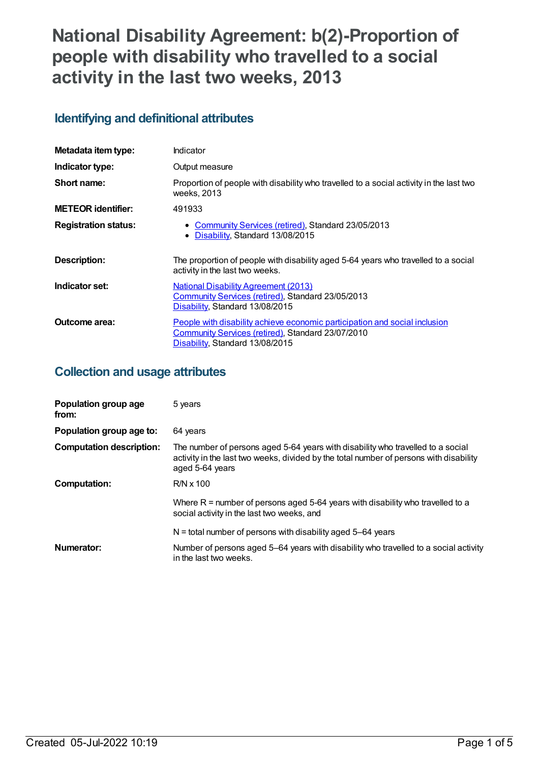# National Disability Agreement: b(2)-Proportion of people with disability who travelled to a social activity in the last two weeks, 2013

## Identifying and definitional attributes

| | |
|---|---|
| **Metadata item type:** | Indicator |
| **Indicator type:** | Output measure |
| **Short name:** | Proportion of people with disability who travelled to a social activity in the last two weeks, 2013 |
| **METEOR identifier:** | 491933 |
| **Registration status:** | • Community Services (retired), Standard 23/05/2013<br>• Disability, Standard 13/08/2015 |
| **Description:** | The proportion of people with disability aged 5-64 years who travelled to a social activity in the last two weeks. |
| **Indicator set:** | National Disability Agreement (2013)<br>Community Services (retired), Standard 23/05/2013<br>Disability, Standard 13/08/2015 |
| **Outcome area:** | People with disability achieve economic participation and social inclusion<br>Community Services (retired), Standard 23/07/2010<br>Disability, Standard 13/08/2015 |

## Collection and usage attributes

| | |
|---|---|
| **Population group age from:** | 5 years |
| **Population group age to:** | 64 years |
| **Computation description:** | The number of persons aged 5-64 years with disability who travelled to a social activity in the last two weeks, divided by the total number of persons with disability aged 5-64 years |
| **Computation:** | R/N x 100<br><br>Where R = number of persons aged 5-64 years with disability who travelled to a social activity in the last two weeks, and<br><br>N = total number of persons with disability aged 5–64 years |
| **Numerator:** | Number of persons aged 5–64 years with disability who travelled to a social activity in the last two weeks. |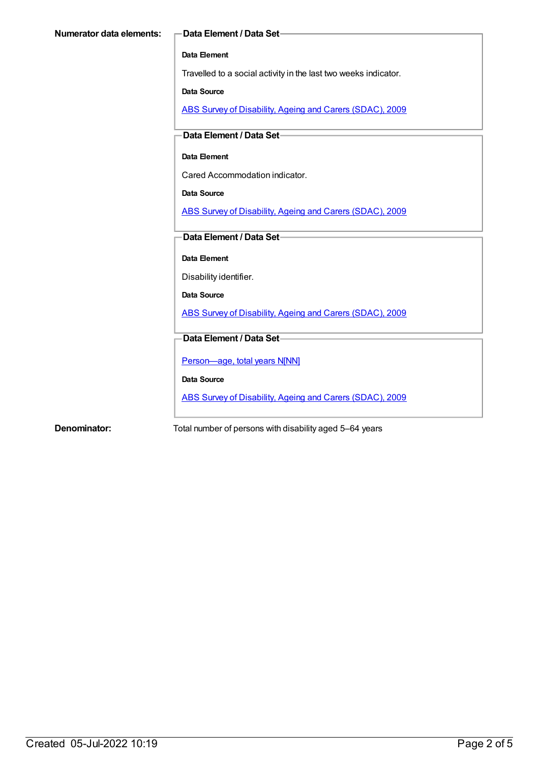**Numerator data elements:**

**Data Element / Data Set**

**Data Element**

Travelled to a social activity in the last two weeks indicator.

**Data Source**

ABS Survey of Disability, Ageing and Carers (SDAC), 2009

**Data Element / Data Set**

**Data Element**

Cared Accommodation indicator.

**Data Source**

ABS Survey of Disability, Ageing and Carers (SDAC), 2009

**Data Element / Data Set**

**Data Element**

Disability identifier.

**Data Source**

ABS Survey of Disability, Ageing and Carers (SDAC), 2009

**Data Element / Data Set**

Person—age, total years N[NN]

**Data Source**

ABS Survey of Disability, Ageing and Carers (SDAC), 2009

**Denominator:** Total number of persons with disability aged 5–64 years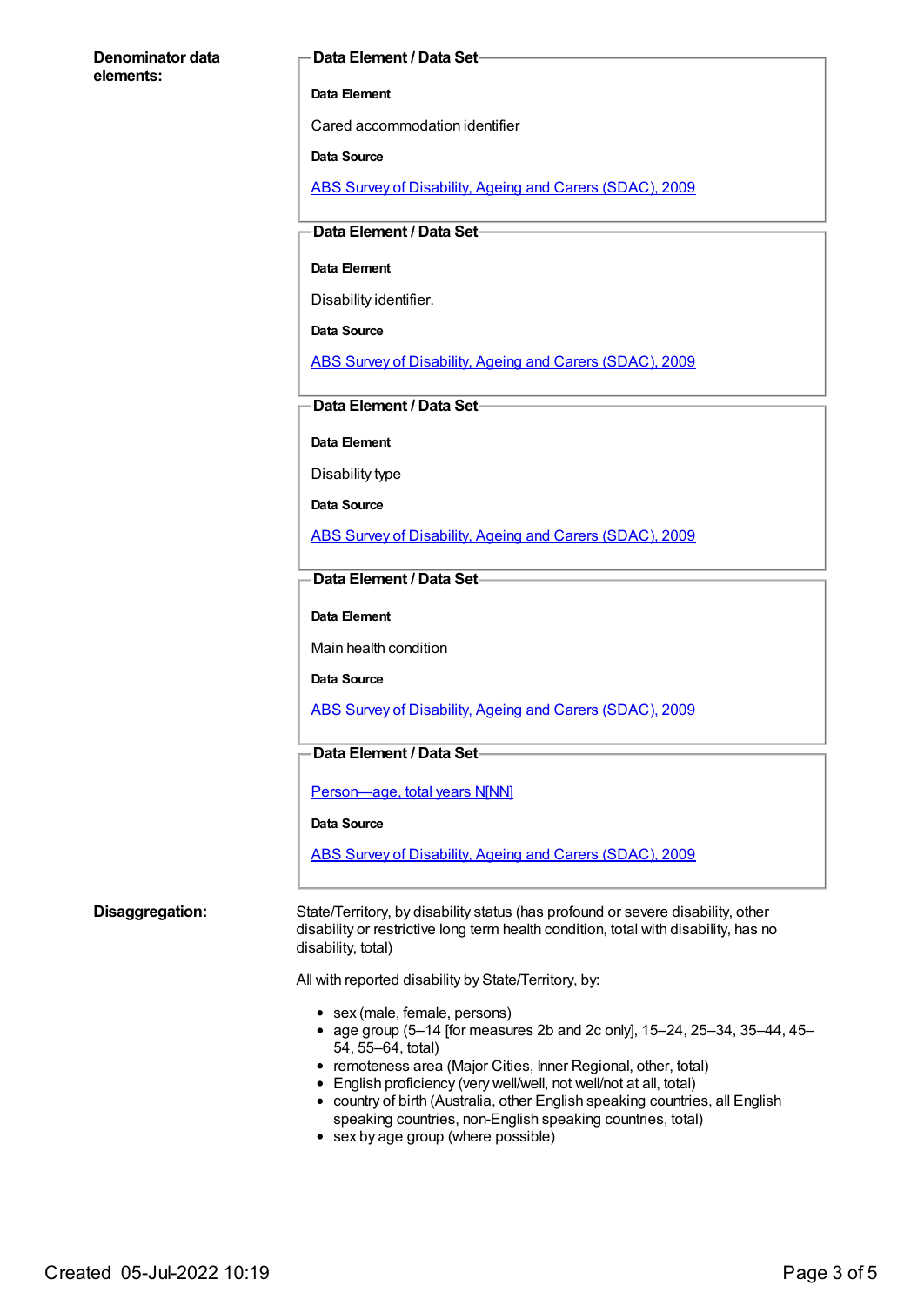**Denominator data elements:**

**Data Element / Data Set**

**Data Element**

Cared accommodation identifier

**Data Source**

ABS Survey of Disability, Ageing and Carers (SDAC), 2009

**Data Element / Data Set**

**Data Element**

Disability identifier.

**Data Source**

ABS Survey of Disability, Ageing and Carers (SDAC), 2009

**Data Element / Data Set**

**Data Element**

Disability type

**Data Source**

ABS Survey of Disability, Ageing and Carers (SDAC), 2009

**Data Element / Data Set**

**Data Element**

Main health condition

**Data Source**

ABS Survey of Disability, Ageing and Carers (SDAC), 2009

**Data Element / Data Set**

Person—age, total years N[NN]

**Data Source**

ABS Survey of Disability, Ageing and Carers (SDAC), 2009

**Disaggregation:**

State/Territory, by disability status (has profound or severe disability, other disability or restrictive long term health condition, total with disability, has no disability, total)

All with reported disability by State/Territory, by:

- sex (male, female, persons)
- age group (5–14 [for measures 2b and 2c only], 15–24, 25–34, 35–44, 45–54, 55–64, total)
- remoteness area (Major Cities, Inner Regional, other, total)
- English proficiency (very well/well, not well/not at all, total)
- country of birth (Australia, other English speaking countries, all English speaking countries, non-English speaking countries, total)
- sex by age group (where possible)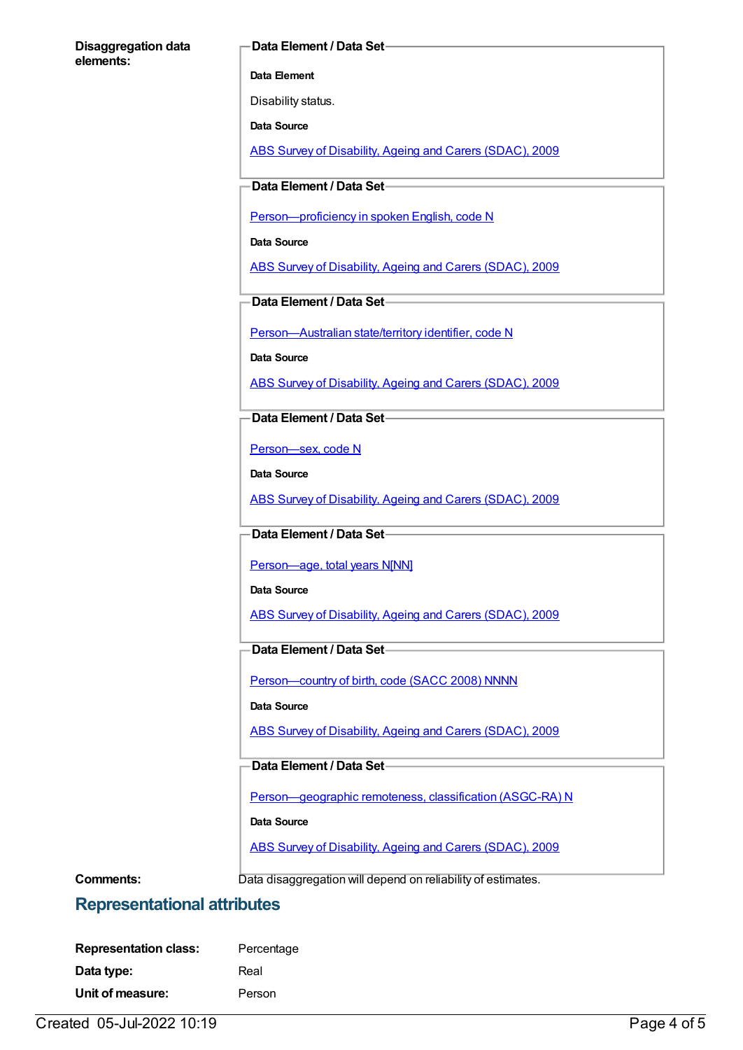**Disaggregation data elements:**

**Data Element / Data Set**

**Data Element**

Disability status.

**Data Source**

ABS Survey of Disability, Ageing and Carers (SDAC), 2009

**Data Element / Data Set**

Person—proficiency in spoken English, code N

**Data Source**

ABS Survey of Disability, Ageing and Carers (SDAC), 2009

**Data Element / Data Set**

Person—Australian state/territory identifier, code N

**Data Source**

ABS Survey of Disability, Ageing and Carers (SDAC), 2009

**Data Element / Data Set**

Person—sex, code N

**Data Source**

ABS Survey of Disability, Ageing and Carers (SDAC), 2009

**Data Element / Data Set**

Person—age, total years N[NN]

**Data Source**

ABS Survey of Disability, Ageing and Carers (SDAC), 2009

**Data Element / Data Set**

Person—country of birth, code (SACC 2008) NNNN

**Data Source**

ABS Survey of Disability, Ageing and Carers (SDAC), 2009

**Data Element / Data Set**

Person—geographic remoteness, classification (ASGC-RA) N

**Data Source**

ABS Survey of Disability, Ageing and Carers (SDAC), 2009

**Comments:** Data disaggregation will depend on reliability of estimates.

## Representational attributes

**Representation class:** Percentage

**Data type:** Real

**Unit of measure:** Person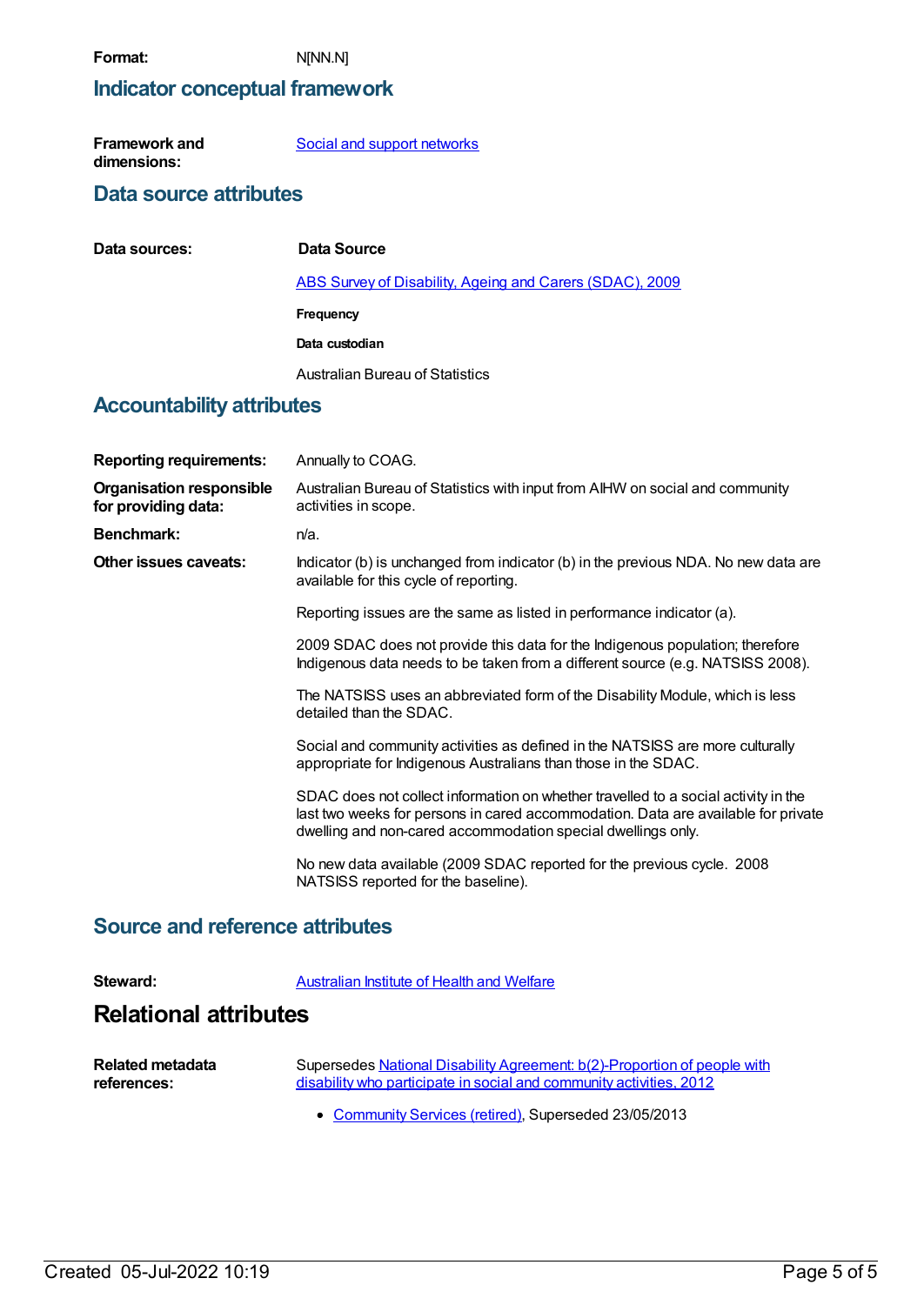**Format:** N[NN.N]

## Indicator conceptual framework

**Framework and dimensions:** Social and support networks

## Data source attributes

**Data sources:**

**Data Source**

ABS Survey of Disability, Ageing and Carers (SDAC), 2009

**Frequency**

**Data custodian**

Australian Bureau of Statistics

## Accountability attributes

**Reporting requirements:** Annually to COAG.

**Organisation responsible for providing data:** Australian Bureau of Statistics with input from AIHW on social and community activities in scope.

**Benchmark:** n/a.

**Other issues caveats:** Indicator (b) is unchanged from indicator (b) in the previous NDA. No new data are available for this cycle of reporting.

Reporting issues are the same as listed in performance indicator (a).

2009 SDAC does not provide this data for the Indigenous population; therefore Indigenous data needs to be taken from a different source (e.g. NATSISS 2008).

The NATSISS uses an abbreviated form of the Disability Module, which is less detailed than the SDAC.

Social and community activities as defined in the NATSISS are more culturally appropriate for Indigenous Australians than those in the SDAC.

SDAC does not collect information on whether travelled to a social activity in the last two weeks for persons in cared accommodation. Data are available for private dwelling and non-cared accommodation special dwellings only.

No new data available (2009 SDAC reported for the previous cycle. 2008 NATSISS reported for the baseline).

## Source and reference attributes

**Steward:** Australian Institute of Health and Welfare

# Relational attributes

**Related metadata references:** Supersedes National Disability Agreement: b(2)-Proportion of people with disability who participate in social and community activities, 2012

- Community Services (retired), Superseded 23/05/2013